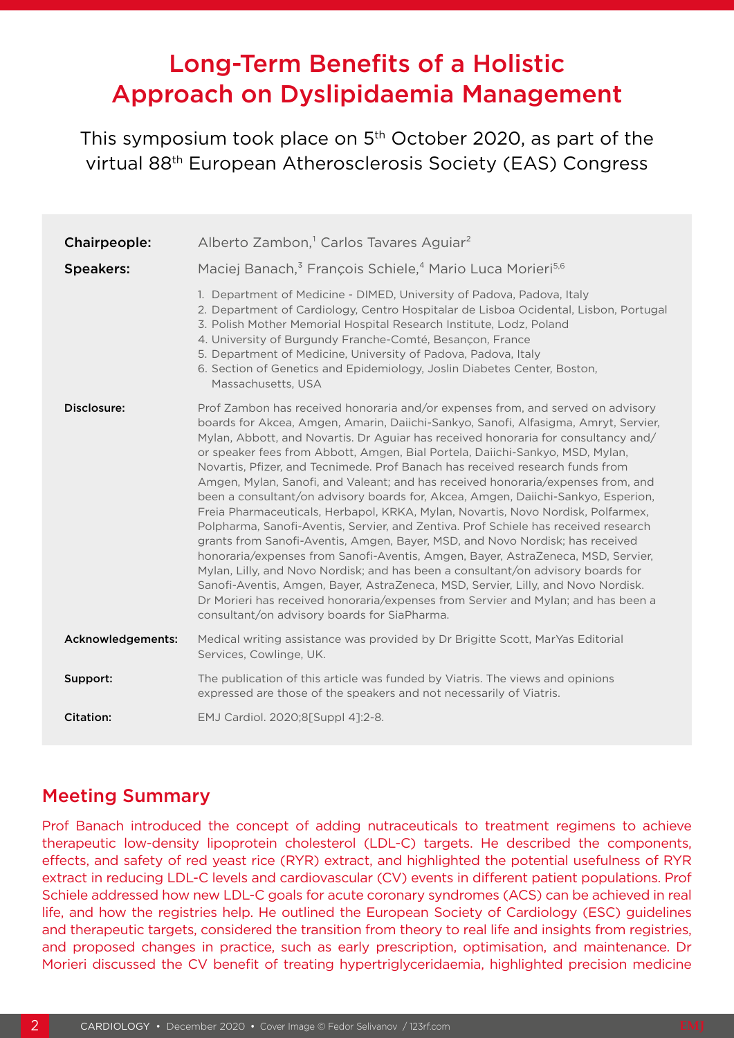# Long-Term Benefits of a Holistic Approach on Dyslipidaemia Management

This symposium took place on 5th October 2020, as part of the virtual 88th European Atherosclerosis Society (EAS) Congress

| | |
|---|---|
| **Chairpeople:** | Alberto Zambon,[1] Carlos Tavares Aguiar[2] |
| **Speakers:** | Maciej Banach,[3] François Schiele,[4] Mario Luca Morieri[5,6] |
| | 1. Department of Medicine - DIMED, University of Padova, Padova, Italy<br>2. Department of Cardiology, Centro Hospitalar de Lisboa Ocidental, Lisbon, Portugal<br>3. Polish Mother Memorial Hospital Research Institute, Lodz, Poland<br>4. University of Burgundy Franche-Comté, Besançon, France<br>5. Department of Medicine, University of Padova, Padova, Italy<br>6. Section of Genetics and Epidemiology, Joslin Diabetes Center, Boston, Massachusetts, USA |
| **Disclosure:** | Prof Zambon has received honoraria and/or expenses from, and served on advisory boards for Akcea, Amgen, Amarin, Daiichi-Sankyo, Sanofi, Alfasigma, Amryt, Servier, Mylan, Abbott, and Novartis. Dr Aguiar has received honoraria for consultancy and/or speaker fees from Abbott, Amgen, Bial Portela, Daiichi-Sankyo, MSD, Mylan, Novartis, Pfizer, and Tecnimede. Prof Banach has received research funds from Amgen, Mylan, Sanofi, and Valeant; and has received honoraria/expenses from, and been a consultant/on advisory boards for, Akcea, Amgen, Daiichi-Sankyo, Esperion, Freia Pharmaceuticals, Herbapol, KRKA, Mylan, Novartis, Novo Nordisk, Polfarmex, Polpharma, Sanofi-Aventis, Servier, and Zentiva. Prof Schiele has received research grants from Sanofi-Aventis, Amgen, Bayer, MSD, and Novo Nordisk; has received honoraria/expenses from Sanofi-Aventis, Amgen, Bayer, AstraZeneca, MSD, Servier, Mylan, Lilly, and Novo Nordisk; and has been a consultant/on advisory boards for Sanofi-Aventis, Amgen, Bayer, AstraZeneca, MSD, Servier, Lilly, and Novo Nordisk. Dr Morieri has received honoraria/expenses from Servier and Mylan; and has been a consultant/on advisory boards for SiaPharma. |
| **Acknowledgements:** | Medical writing assistance was provided by Dr Brigitte Scott, MarYas Editorial Services, Cowlinge, UK. |
| **Support:** | The publication of this article was funded by Viatris. The views and opinions expressed are those of the speakers and not necessarily of Viatris. |
| **Citation:** | EMJ Cardiol. 2020;8[Suppl 4]:2-8. |

## Meeting Summary

Prof Banach introduced the concept of adding nutraceuticals to treatment regimens to achieve therapeutic low-density lipoprotein cholesterol (LDL-C) targets. He described the components, effects, and safety of red yeast rice (RYR) extract, and highlighted the potential usefulness of RYR extract in reducing LDL-C levels and cardiovascular (CV) events in different patient populations. Prof Schiele addressed how new LDL-C goals for acute coronary syndromes (ACS) can be achieved in real life, and how the registries help. He outlined the European Society of Cardiology (ESC) guidelines and therapeutic targets, considered the transition from theory to real life and insights from registries, and proposed changes in practice, such as early prescription, optimisation, and maintenance. Dr Morieri discussed the CV benefit of treating hypertriglyceridaemia, highlighted precision medicine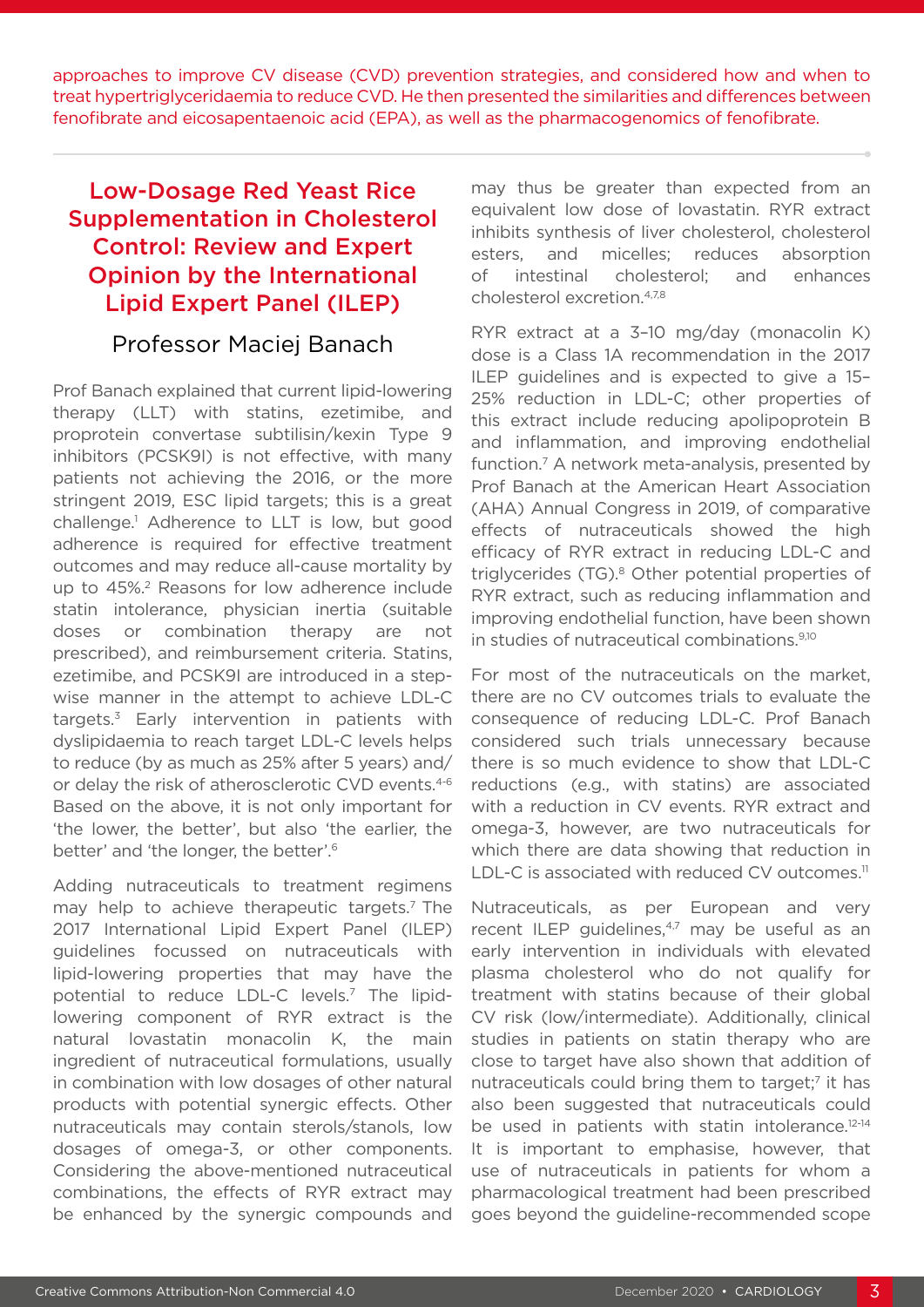approaches to improve CV disease (CVD) prevention strategies, and considered how and when to treat hypertriglyceridaemia to reduce CVD. He then presented the similarities and differences between fenofibrate and eicosapentaenoic acid (EPA), as well as the pharmacogenomics of fenofibrate.

## Low-Dosage Red Yeast Rice Supplementation in Cholesterol Control: Review and Expert Opinion by the International Lipid Expert Panel (ILEP)

### Professor Maciej Banach

Prof Banach explained that current lipid-lowering therapy (LLT) with statins, ezetimibe, and proprotein convertase subtilisin/kexin Type 9 inhibitors (PCSK9I) is not effective, with many patients not achieving the 2016, or the more stringent 2019, ESC lipid targets; this is a great challenge.[1] Adherence to LLT is low, but good adherence is required for effective treatment outcomes and may reduce all-cause mortality by up to 45%.[2] Reasons for low adherence include statin intolerance, physician inertia (suitable doses or combination therapy are not prescribed), and reimbursement criteria. Statins, ezetimibe, and PCSK9I are introduced in a step-wise manner in the attempt to achieve LDL-C targets.[3] Early intervention in patients with dyslipidaemia to reach target LDL-C levels helps to reduce (by as much as 25% after 5 years) and/or delay the risk of atherosclerotic CVD events.[4-6] Based on the above, it is not only important for 'the lower, the better', but also 'the earlier, the better' and 'the longer, the better'.[6]

Adding nutraceuticals to treatment regimens may help to achieve therapeutic targets.[7] The 2017 International Lipid Expert Panel (ILEP) guidelines focussed on nutraceuticals with lipid-lowering properties that may have the potential to reduce LDL-C levels.[7] The lipid-lowering component of RYR extract is the natural lovastatin monacolin K, the main ingredient of nutraceutical formulations, usually in combination with low dosages of other natural products with potential synergic effects. Other nutraceuticals may contain sterols/stanols, low dosages of omega-3, or other components. Considering the above-mentioned nutraceutical combinations, the effects of RYR extract may be enhanced by the synergic compounds and may thus be greater than expected from an equivalent low dose of lovastatin. RYR extract inhibits synthesis of liver cholesterol, cholesterol esters, and micelles; reduces absorption of intestinal cholesterol; and enhances cholesterol excretion.[4,7,8]

RYR extract at a 3–10 mg/day (monacolin K) dose is a Class 1A recommendation in the 2017 ILEP guidelines and is expected to give a 15–25% reduction in LDL-C; other properties of this extract include reducing apolipoprotein B and inflammation, and improving endothelial function.[7] A network meta-analysis, presented by Prof Banach at the American Heart Association (AHA) Annual Congress in 2019, of comparative effects of nutraceuticals showed the high efficacy of RYR extract in reducing LDL-C and triglycerides (TG).[8] Other potential properties of RYR extract, such as reducing inflammation and improving endothelial function, have been shown in studies of nutraceutical combinations.[9,10]

For most of the nutraceuticals on the market, there are no CV outcomes trials to evaluate the consequence of reducing LDL-C. Prof Banach considered such trials unnecessary because there is so much evidence to show that LDL-C reductions (e.g., with statins) are associated with a reduction in CV events. RYR extract and omega-3, however, are two nutraceuticals for which there are data showing that reduction in LDL-C is associated with reduced CV outcomes.[11]

Nutraceuticals, as per European and very recent ILEP guidelines,[4,7] may be useful as an early intervention in individuals with elevated plasma cholesterol who do not qualify for treatment with statins because of their global CV risk (low/intermediate). Additionally, clinical studies in patients on statin therapy who are close to target have also shown that addition of nutraceuticals could bring them to target;[7] it has also been suggested that nutraceuticals could be used in patients with statin intolerance.[12-14] It is important to emphasise, however, that use of nutraceuticals in patients for whom a pharmacological treatment had been prescribed goes beyond the guideline-recommended scope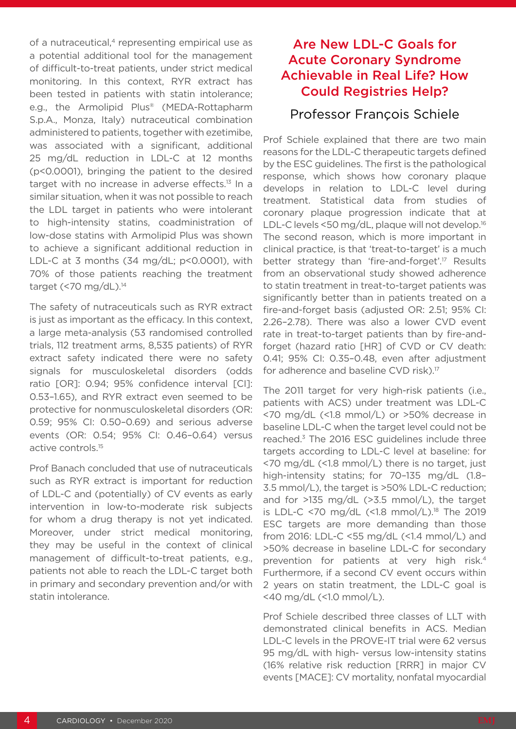of a nutraceutical,[4] representing empirical use as a potential additional tool for the management of difficult-to-treat patients, under strict medical monitoring. In this context, RYR extract has been tested in patients with statin intolerance; e.g., the Armolipid Plus® (MEDA-Rottapharm S.p.A., Monza, Italy) nutraceutical combination administered to patients, together with ezetimibe, was associated with a significant, additional 25 mg/dL reduction in LDL-C at 12 months (p<0.0001), bringing the patient to the desired target with no increase in adverse effects.[13] In a similar situation, when it was not possible to reach the LDL target in patients who were intolerant to high-intensity statins, coadministration of low-dose statins with Armolipid Plus was shown to achieve a significant additional reduction in LDL-C at 3 months (34 mg/dL; p<0.0001), with 70% of those patients reaching the treatment target (<70 mg/dL).[14]

The safety of nutraceuticals such as RYR extract is just as important as the efficacy. In this context, a large meta-analysis (53 randomised controlled trials, 112 treatment arms, 8,535 patients) of RYR extract safety indicated there were no safety signals for musculoskeletal disorders (odds ratio [OR]: 0.94; 95% confidence interval [CI]: 0.53–1.65), and RYR extract even seemed to be protective for nonmusculoskeletal disorders (OR: 0.59; 95% CI: 0.50–0.69) and serious adverse events (OR: 0.54; 95% CI: 0.46–0.64) versus active controls.[15]

Prof Banach concluded that use of nutraceuticals such as RYR extract is important for reduction of LDL-C and (potentially) of CV events as early intervention in low-to-moderate risk subjects for whom a drug therapy is not yet indicated. Moreover, under strict medical monitoring, they may be useful in the context of clinical management of difficult-to-treat patients, e.g., patients not able to reach the LDL-C target both in primary and secondary prevention and/or with statin intolerance.

## Are New LDL-C Goals for Acute Coronary Syndrome Achievable in Real Life? How Could Registries Help?

### Professor François Schiele

Prof Schiele explained that there are two main reasons for the LDL-C therapeutic targets defined by the ESC guidelines. The first is the pathological response, which shows how coronary plaque develops in relation to LDL-C level during treatment. Statistical data from studies of coronary plaque progression indicate that at LDL-C levels <50 mg/dL, plaque will not develop.[16] The second reason, which is more important in clinical practice, is that 'treat-to-target' is a much better strategy than 'fire-and-forget'.[17] Results from an observational study showed adherence to statin treatment in treat-to-target patients was significantly better than in patients treated on a fire-and-forget basis (adjusted OR: 2.51; 95% CI: 2.26–2.78). There was also a lower CVD event rate in treat-to-target patients than by fire-and-forget (hazard ratio [HR] of CVD or CV death: 0.41; 95% CI: 0.35–0.48, even after adjustment for adherence and baseline CVD risk).[17]

The 2011 target for very high-risk patients (i.e., patients with ACS) under treatment was LDL-C <70 mg/dL (<1.8 mmol/L) or >50% decrease in baseline LDL-C when the target level could not be reached.[3] The 2016 ESC guidelines include three targets according to LDL-C level at baseline: for <70 mg/dL (<1.8 mmol/L) there is no target, just high-intensity statins; for 70–135 mg/dL (1.8–3.5 mmol/L), the target is >50% LDL-C reduction; and for >135 mg/dL (>3.5 mmol/L), the target is LDL-C <70 mg/dL (<1.8 mmol/L).[18] The 2019 ESC targets are more demanding than those from 2016: LDL-C <55 mg/dL (<1.4 mmol/L) and >50% decrease in baseline LDL-C for secondary prevention for patients at very high risk.[4] Furthermore, if a second CV event occurs within 2 years on statin treatment, the LDL-C goal is <40 mg/dL (<1.0 mmol/L).

Prof Schiele described three classes of LLT with demonstrated clinical benefits in ACS. Median LDL-C levels in the PROVE-IT trial were 62 versus 95 mg/dL with high- versus low-intensity statins (16% relative risk reduction [RRR] in major CV events [MACE]: CV mortality, nonfatal myocardial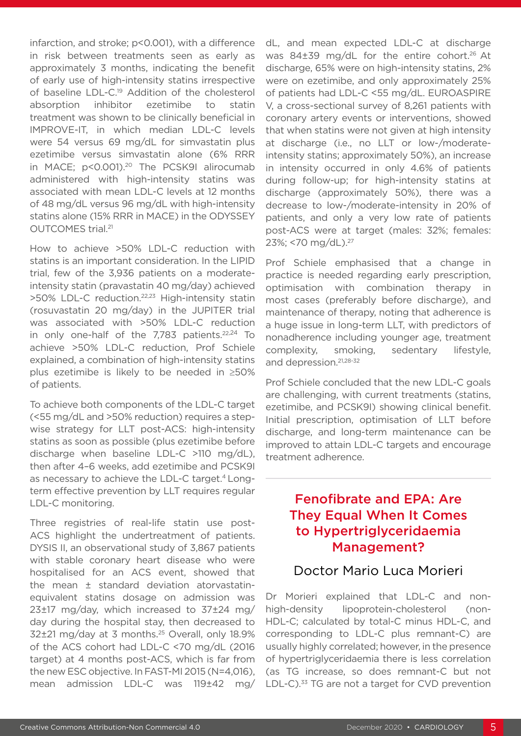infarction, and stroke; p<0.001), with a difference in risk between treatments seen as early as approximately 3 months, indicating the benefit of early use of high-intensity statins irrespective of baseline LDL-C.[19] Addition of the cholesterol absorption inhibitor ezetimibe to statin treatment was shown to be clinically beneficial in IMPROVE-IT, in which median LDL-C levels were 54 versus 69 mg/dL for simvastatin plus ezetimibe versus simvastatin alone (6% RRR in MACE; p<0.001).[20] The PCSK9I alirocumab administered with high-intensity statins was associated with mean LDL-C levels at 12 months of 48 mg/dL versus 96 mg/dL with high-intensity statins alone (15% RRR in MACE) in the ODYSSEY OUTCOMES trial.[21]

How to achieve >50% LDL-C reduction with statins is an important consideration. In the LIPID trial, few of the 3,936 patients on a moderate-intensity statin (pravastatin 40 mg/day) achieved >50% LDL-C reduction.[22,23] High-intensity statin (rosuvastatin 20 mg/day) in the JUPITER trial was associated with >50% LDL-C reduction in only one-half of the 7,783 patients.[22,24] To achieve >50% LDL-C reduction, Prof Schiele explained, a combination of high-intensity statins plus ezetimibe is likely to be needed in ≥50% of patients.

To achieve both components of the LDL-C target (<55 mg/dL and >50% reduction) requires a step-wise strategy for LLT post-ACS: high-intensity statins as soon as possible (plus ezetimibe before discharge when baseline LDL-C >110 mg/dL), then after 4–6 weeks, add ezetimibe and PCSK9I as necessary to achieve the LDL-C target.[4] Long-term effective prevention by LLT requires regular LDL-C monitoring.

Three registries of real-life statin use post-ACS highlight the undertreatment of patients. DYSIS II, an observational study of 3,867 patients with stable coronary heart disease who were hospitalised for an ACS event, showed that the mean ± standard deviation atorvastatin-equivalent statins dosage on admission was 23±17 mg/day, which increased to 37±24 mg/day during the hospital stay, then decreased to 32±21 mg/day at 3 months.[25] Overall, only 18.9% of the ACS cohort had LDL-C <70 mg/dL (2016 target) at 4 months post-ACS, which is far from the new ESC objective. In FAST-MI 2015 (N=4,016), mean admission LDL-C was 119±42 mg/dL, and mean expected LDL-C at discharge was 84±39 mg/dL for the entire cohort.[26] At discharge, 65% were on high-intensity statins, 2% were on ezetimibe, and only approximately 25% of patients had LDL-C <55 mg/dL. EUROASPIRE V, a cross-sectional survey of 8,261 patients with coronary artery events or interventions, showed that when statins were not given at high intensity at discharge (i.e., no LLT or low-/moderate-intensity statins; approximately 50%), an increase in intensity occurred in only 4.6% of patients during follow-up; for high-intensity statins at discharge (approximately 50%), there was a decrease to low-/moderate-intensity in 20% of patients, and only a very low rate of patients post-ACS were at target (males: 32%; females: 23%; <70 mg/dL).[27]

Prof Schiele emphasised that a change in practice is needed regarding early prescription, optimisation with combination therapy in most cases (preferably before discharge), and maintenance of therapy, noting that adherence is a huge issue in long-term LLT, with predictors of nonadherence including younger age, treatment complexity, smoking, sedentary lifestyle, and depression.[21,28-32]

Prof Schiele concluded that the new LDL-C goals are challenging, with current treatments (statins, ezetimibe, and PCSK9I) showing clinical benefit. Initial prescription, optimisation of LLT before discharge, and long-term maintenance can be improved to attain LDL-C targets and encourage treatment adherence.

## Fenofibrate and EPA: Are They Equal When It Comes to Hypertriglyceridaemia Management?

### Doctor Mario Luca Morieri

Dr Morieri explained that LDL-C and non-high-density lipoprotein-cholesterol (non-HDL-C; calculated by total-C minus HDL-C, and corresponding to LDL-C plus remnant-C) are usually highly correlated; however, in the presence of hypertriglyceridaemia there is less correlation (as TG increase, so does remnant-C but not LDL-C).[33] TG are not a target for CVD prevention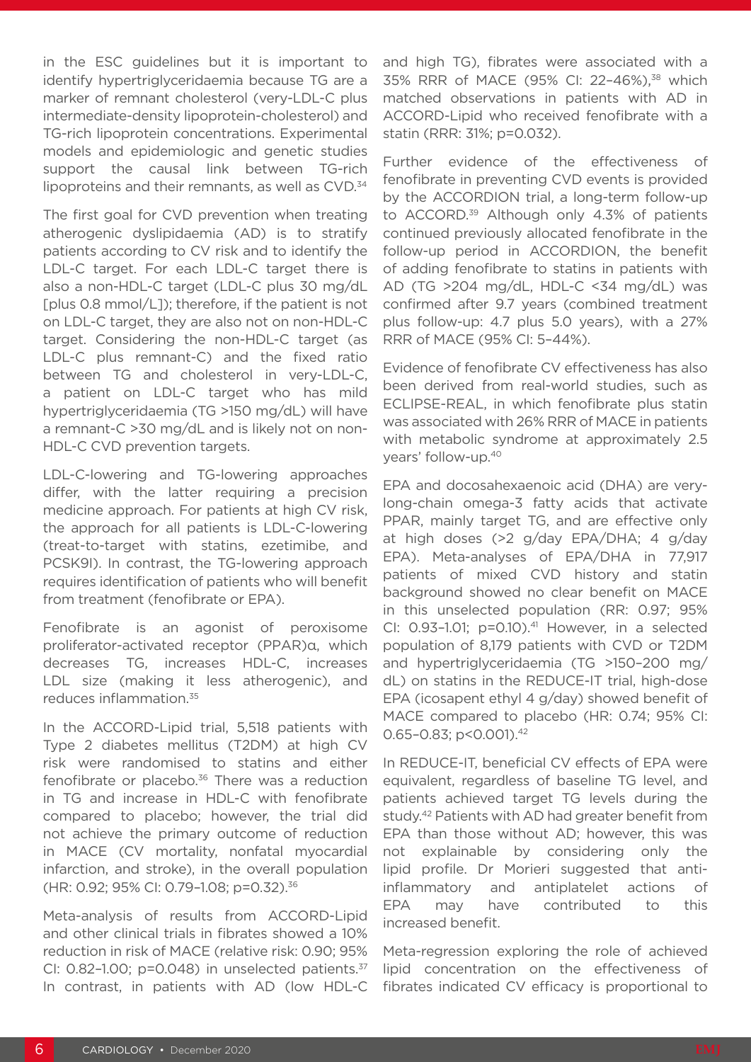in the ESC guidelines but it is important to identify hypertriglyceridaemia because TG are a marker of remnant cholesterol (very-LDL-C plus intermediate-density lipoprotein-cholesterol) and TG-rich lipoprotein concentrations. Experimental models and epidemiologic and genetic studies support the causal link between TG-rich lipoproteins and their remnants, as well as CVD.[34]

The first goal for CVD prevention when treating atherogenic dyslipidaemia (AD) is to stratify patients according to CV risk and to identify the LDL-C target. For each LDL-C target there is also a non-HDL-C target (LDL-C plus 30 mg/dL [plus 0.8 mmol/L]); therefore, if the patient is not on LDL-C target, they are also not on non-HDL-C target. Considering the non-HDL-C target (as LDL-C plus remnant-C) and the fixed ratio between TG and cholesterol in very-LDL-C, a patient on LDL-C target who has mild hypertriglyceridaemia (TG >150 mg/dL) will have a remnant-C >30 mg/dL and is likely not on non-HDL-C CVD prevention targets.

LDL-C-lowering and TG-lowering approaches differ, with the latter requiring a precision medicine approach. For patients at high CV risk, the approach for all patients is LDL-C-lowering (treat-to-target with statins, ezetimibe, and PCSK9I). In contrast, the TG-lowering approach requires identification of patients who will benefit from treatment (fenofibrate or EPA).

Fenofibrate is an agonist of peroxisome proliferator-activated receptor (PPAR)α, which decreases TG, increases HDL-C, increases LDL size (making it less atherogenic), and reduces inflammation.[35]

In the ACCORD-Lipid trial, 5,518 patients with Type 2 diabetes mellitus (T2DM) at high CV risk were randomised to statins and either fenofibrate or placebo.[36] There was a reduction in TG and increase in HDL-C with fenofibrate compared to placebo; however, the trial did not achieve the primary outcome of reduction in MACE (CV mortality, nonfatal myocardial infarction, and stroke), in the overall population (HR: 0.92; 95% CI: 0.79–1.08; p=0.32).[36]

Meta-analysis of results from ACCORD-Lipid and other clinical trials in fibrates showed a 10% reduction in risk of MACE (relative risk: 0.90; 95% CI: 0.82–1.00; p=0.048) in unselected patients.[37] In contrast, in patients with AD (low HDL-C and high TG), fibrates were associated with a 35% RRR of MACE (95% CI: 22–46%),[38] which matched observations in patients with AD in ACCORD-Lipid who received fenofibrate with a statin (RRR: 31%; p=0.032).

Further evidence of the effectiveness of fenofibrate in preventing CVD events is provided by the ACCORDION trial, a long-term follow-up to ACCORD.[39] Although only 4.3% of patients continued previously allocated fenofibrate in the follow-up period in ACCORDION, the benefit of adding fenofibrate to statins in patients with AD (TG >204 mg/dL, HDL-C <34 mg/dL) was confirmed after 9.7 years (combined treatment plus follow-up: 4.7 plus 5.0 years), with a 27% RRR of MACE (95% CI: 5–44%).

Evidence of fenofibrate CV effectiveness has also been derived from real-world studies, such as ECLIPSE-REAL, in which fenofibrate plus statin was associated with 26% RRR of MACE in patients with metabolic syndrome at approximately 2.5 years' follow-up.[40]

EPA and docosahexaenoic acid (DHA) are very-long-chain omega-3 fatty acids that activate PPAR, mainly target TG, and are effective only at high doses (>2 g/day EPA/DHA; 4 g/day EPA). Meta-analyses of EPA/DHA in 77,917 patients of mixed CVD history and statin background showed no clear benefit on MACE in this unselected population (RR: 0.97; 95% CI: 0.93–1.01; p=0.10).[41] However, in a selected population of 8,179 patients with CVD or T2DM and hypertriglyceridaemia (TG >150–200 mg/dL) on statins in the REDUCE-IT trial, high-dose EPA (icosapent ethyl 4 g/day) showed benefit of MACE compared to placebo (HR: 0.74; 95% CI: 0.65–0.83; p<0.001).[42]

In REDUCE-IT, beneficial CV effects of EPA were equivalent, regardless of baseline TG level, and patients achieved target TG levels during the study.[42] Patients with AD had greater benefit from EPA than those without AD; however, this was not explainable by considering only the lipid profile. Dr Morieri suggested that anti-inflammatory and antiplatelet actions of EPA may have contributed to this increased benefit.

Meta-regression exploring the role of achieved lipid concentration on the effectiveness of fibrates indicated CV efficacy is proportional to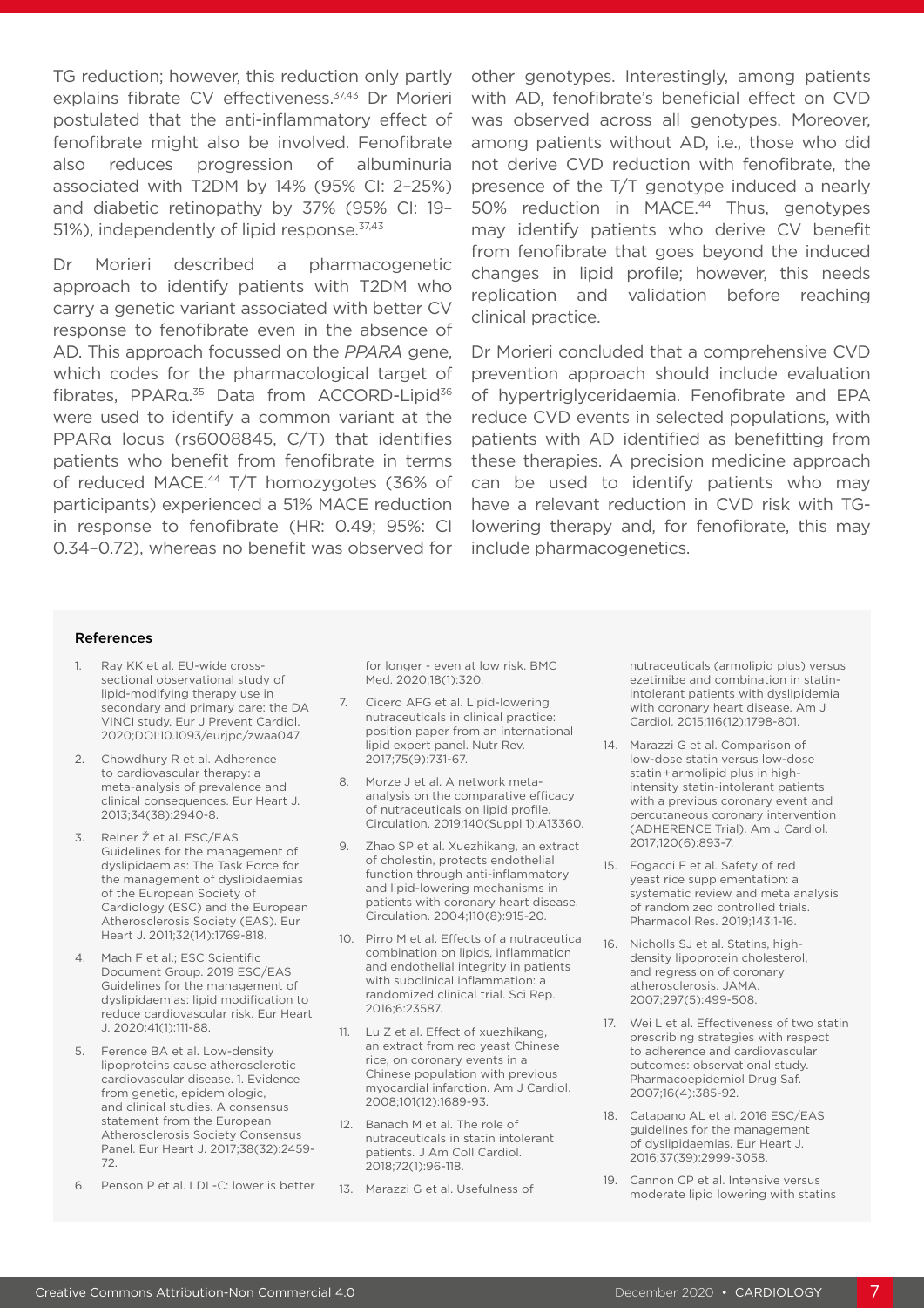TG reduction; however, this reduction only partly explains fibrate CV effectiveness.[37,43] Dr Morieri postulated that the anti-inflammatory effect of fenofibrate might also be involved. Fenofibrate also reduces progression of albuminuria associated with T2DM by 14% (95% CI: 2–25%) and diabetic retinopathy by 37% (95% CI: 19–51%), independently of lipid response.[37,43]

Dr Morieri described a pharmacogenetic approach to identify patients with T2DM who carry a genetic variant associated with better CV response to fenofibrate even in the absence of AD. This approach focussed on the *PPARA* gene, which codes for the pharmacological target of fibrates, PPARα.[35] Data from ACCORD-Lipid[36] were used to identify a common variant at the PPARα locus (rs6008845, C/T) that identifies patients who benefit from fenofibrate in terms of reduced MACE.[44] T/T homozygotes (36% of participants) experienced a 51% MACE reduction in response to fenofibrate (HR: 0.49; 95%: CI 0.34–0.72), whereas no benefit was observed for other genotypes. Interestingly, among patients with AD, fenofibrate's beneficial effect on CVD was observed across all genotypes. Moreover, among patients without AD, i.e., those who did not derive CVD reduction with fenofibrate, the presence of the T/T genotype induced a nearly 50% reduction in MACE.[44] Thus, genotypes may identify patients who derive CV benefit from fenofibrate that goes beyond the induced changes in lipid profile; however, this needs replication and validation before reaching clinical practice.

Dr Morieri concluded that a comprehensive CVD prevention approach should include evaluation of hypertriglyceridaemia. Fenofibrate and EPA reduce CVD events in selected populations, with patients with AD identified as benefitting from these therapies. A precision medicine approach can be used to identify patients who may have a relevant reduction in CVD risk with TG-lowering therapy and, for fenofibrate, this may include pharmacogenetics.

#### References

1. Ray KK et al. EU-wide cross-sectional observational study of lipid-modifying therapy use in secondary and primary care: the DA VINCI study. Eur J Prevent Cardiol. 2020;DOI:10.1093/eurjpc/zwaa047.
2. Chowdhury R et al. Adherence to cardiovascular therapy: a meta-analysis of prevalence and clinical consequences. Eur Heart J. 2013;34(38):2940-8.
3. Reiner Ž et al. ESC/EAS Guidelines for the management of dyslipidaemias: The Task Force for the management of dyslipidaemias of the European Society of Cardiology (ESC) and the European Atherosclerosis Society (EAS). Eur Heart J. 2011;32(14):1769-818.
4. Mach F et al.; ESC Scientific Document Group. 2019 ESC/EAS Guidelines for the management of dyslipidaemias: lipid modification to reduce cardiovascular risk. Eur Heart J. 2020;41(1):111-88.
5. Ference BA et al. Low-density lipoproteins cause atherosclerotic cardiovascular disease. 1. Evidence from genetic, epidemiologic, and clinical studies. A consensus statement from the European Atherosclerosis Society Consensus Panel. Eur Heart J. 2017;38(32):2459-72.
6. Penson P et al. LDL-C: lower is better for longer - even at low risk. BMC Med. 2020;18(1):320.
7. Cicero AFG et al. Lipid-lowering nutraceuticals in clinical practice: position paper from an international lipid expert panel. Nutr Rev. 2017;75(9):731-67.
8. Morze J et al. A network meta-analysis on the comparative efficacy of nutraceuticals on lipid profile. Circulation. 2019;140(Suppl 1):A13360.
9. Zhao SP et al. Xuezhikang, an extract of cholestin, protects endothelial function through anti-inflammatory and lipid-lowering mechanisms in patients with coronary heart disease. Circulation. 2004;110(8):915-20.
10. Pirro M et al. Effects of a nutraceutical combination on lipids, inflammation and endothelial integrity in patients with subclinical inflammation: a randomized clinical trial. Sci Rep. 2016;6:23587.
11. Lu Z et al. Effect of xuezhikang, an extract from red yeast Chinese rice, on coronary events in a Chinese population with previous myocardial infarction. Am J Cardiol. 2008;101(12):1689-93.
12. Banach M et al. The role of nutraceuticals in statin intolerant patients. J Am Coll Cardiol. 2018;72(1):96-118.
13. Marazzi G et al. Usefulness of nutraceuticals (armolipid plus) versus ezetimibe and combination in statin-intolerant patients with dyslipidemia with coronary heart disease. Am J Cardiol. 2015;116(12):1798-801.
14. Marazzi G et al. Comparison of low-dose statin versus low-dose statin+armolipid plus in high-intensity statin-intolerant patients with a previous coronary event and percutaneous coronary intervention (ADHERENCE Trial). Am J Cardiol. 2017;120(6):893-7.
15. Fogacci F et al. Safety of red yeast rice supplementation: a systematic review and meta analysis of randomized controlled trials. Pharmacol Res. 2019;143:1-16.
16. Nicholls SJ et al. Statins, high-density lipoprotein cholesterol, and regression of coronary atherosclerosis. JAMA. 2007;297(5):499-508.
17. Wei L et al. Effectiveness of two statin prescribing strategies with respect to adherence and cardiovascular outcomes: observational study. Pharmacoepidemiol Drug Saf. 2007;16(4):385-92.
18. Catapano AL et al. 2016 ESC/EAS guidelines for the management of dyslipidaemias. Eur Heart J. 2016;37(39):2999-3058.
19. Cannon CP et al. Intensive versus moderate lipid lowering with statins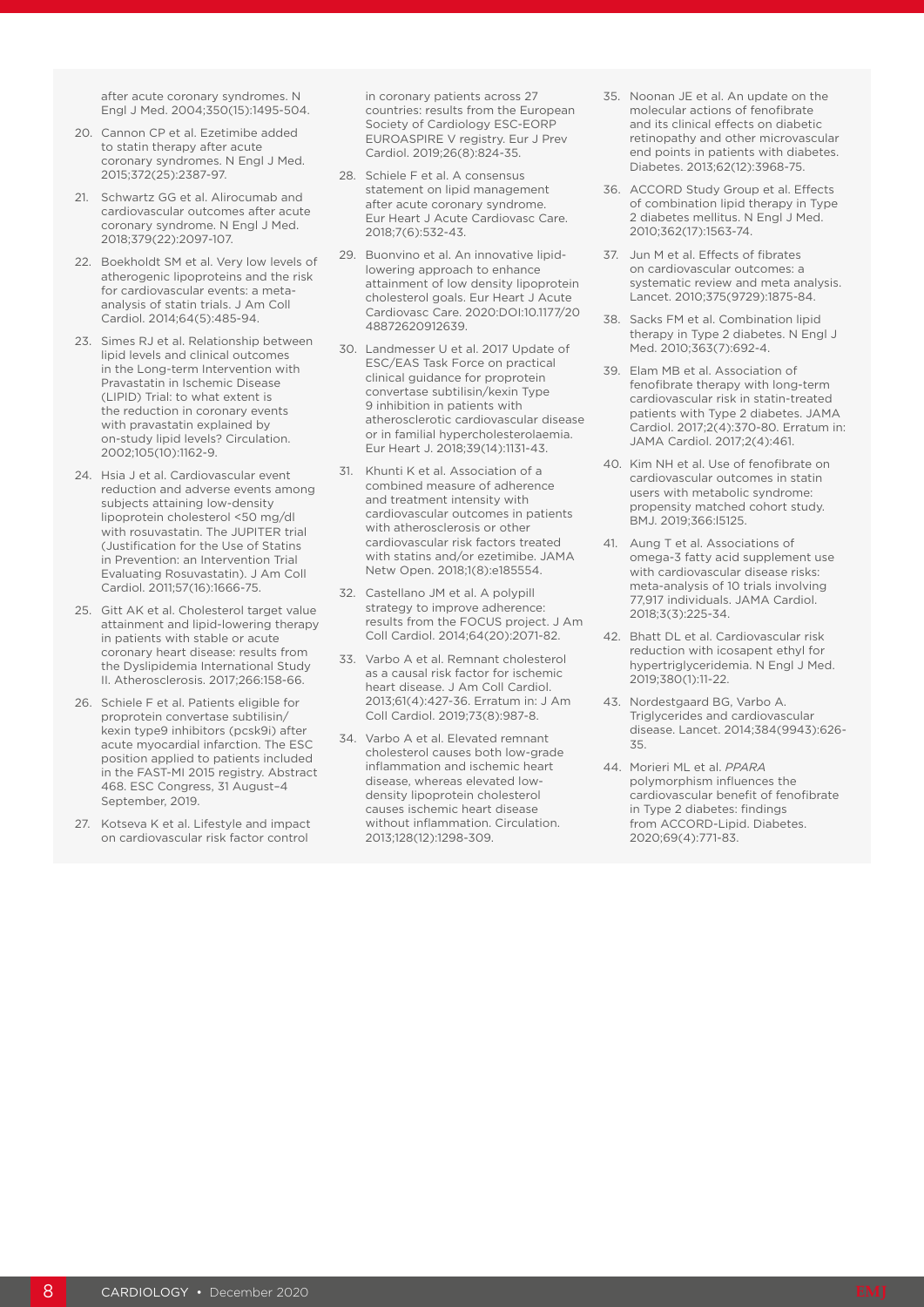after acute coronary syndromes. N Engl J Med. 2004;350(15):1495-504.

20. Cannon CP et al. Ezetimibe added to statin therapy after acute coronary syndromes. N Engl J Med. 2015;372(25):2387-97.

21. Schwartz GG et al. Alirocumab and cardiovascular outcomes after acute coronary syndrome. N Engl J Med. 2018;379(22):2097-107.

22. Boekholdt SM et al. Very low levels of atherogenic lipoproteins and the risk for cardiovascular events: a meta-analysis of statin trials. J Am Coll Cardiol. 2014;64(5):485-94.

23. Simes RJ et al. Relationship between lipid levels and clinical outcomes in the Long-term Intervention with Pravastatin in Ischemic Disease (LIPID) Trial: to what extent is the reduction in coronary events with pravastatin explained by on-study lipid levels? Circulation. 2002;105(10):1162-9.

24. Hsia J et al. Cardiovascular event reduction and adverse events among subjects attaining low-density lipoprotein cholesterol <50 mg/dl with rosuvastatin. The JUPITER trial (Justification for the Use of Statins in Prevention: an Intervention Trial Evaluating Rosuvastatin). J Am Coll Cardiol. 2011;57(16):1666-75.

25. Gitt AK et al. Cholesterol target value attainment and lipid-lowering therapy in patients with stable or acute coronary heart disease: results from the Dyslipidemia International Study II. Atherosclerosis. 2017;266:158-66.

26. Schiele F et al. Patients eligible for proprotein convertase subtilisin/kexin type9 inhibitors (pcsk9i) after acute myocardial infarction. The ESC position applied to patients included in the FAST-MI 2015 registry. Abstract 468. ESC Congress, 31 August–4 September, 2019.

27. Kotseva K et al. Lifestyle and impact on cardiovascular risk factor control in coronary patients across 27 countries: results from the European Society of Cardiology ESC-EORP EUROASPIRE V registry. Eur J Prev Cardiol. 2019;26(8):824-35.

28. Schiele F et al. A consensus statement on lipid management after acute coronary syndrome. Eur Heart J Acute Cardiovasc Care. 2018;7(6):532-43.

29. Buonvino et al. An innovative lipid-lowering approach to enhance attainment of low density lipoprotein cholesterol goals. Eur Heart J Acute Cardiovasc Care. 2020:DOI:10.1177/2048872620912639.

30. Landmesser U et al. 2017 Update of ESC/EAS Task Force on practical clinical guidance for proprotein convertase subtilisin/kexin Type 9 inhibition in patients with atherosclerotic cardiovascular disease or in familial hypercholesterolaemia. Eur Heart J. 2018;39(14):1131-43.

31. Khunti K et al. Association of a combined measure of adherence and treatment intensity with cardiovascular outcomes in patients with atherosclerosis or other cardiovascular risk factors treated with statins and/or ezetimibe. JAMA Netw Open. 2018;1(8):e185554.

32. Castellano JM et al. A polypill strategy to improve adherence: results from the FOCUS project. J Am Coll Cardiol. 2014;64(20):2071-82.

33. Varbo A et al. Remnant cholesterol as a causal risk factor for ischemic heart disease. J Am Coll Cardiol. 2013;61(4):427-36. Erratum in: J Am Coll Cardiol. 2019;73(8):987-8.

34. Varbo A et al. Elevated remnant cholesterol causes both low-grade inflammation and ischemic heart disease, whereas elevated low-density lipoprotein cholesterol causes ischemic heart disease without inflammation. Circulation. 2013;128(12):1298-309.

35. Noonan JE et al. An update on the molecular actions of fenofibrate and its clinical effects on diabetic retinopathy and other microvascular end points in patients with diabetes. Diabetes. 2013;62(12):3968-75.

36. ACCORD Study Group et al. Effects of combination lipid therapy in Type 2 diabetes mellitus. N Engl J Med. 2010;362(17):1563-74.

37. Jun M et al. Effects of fibrates on cardiovascular outcomes: a systematic review and meta analysis. Lancet. 2010;375(9729):1875-84.

38. Sacks FM et al. Combination lipid therapy in Type 2 diabetes. N Engl J Med. 2010;363(7):692-4.

39. Elam MB et al. Association of fenofibrate therapy with long-term cardiovascular risk in statin-treated patients with Type 2 diabetes. JAMA Cardiol. 2017;2(4):370-80. Erratum in: JAMA Cardiol. 2017;2(4):461.

40. Kim NH et al. Use of fenofibrate on cardiovascular outcomes in statin users with metabolic syndrome: propensity matched cohort study. BMJ. 2019;366:l5125.

41. Aung T et al. Associations of omega-3 fatty acid supplement use with cardiovascular disease risks: meta-analysis of 10 trials involving 77,917 individuals. JAMA Cardiol. 2018;3(3):225-34.

42. Bhatt DL et al. Cardiovascular risk reduction with icosapent ethyl for hypertriglyceridemia. N Engl J Med. 2019;380(1):11-22.

43. Nordestgaard BG, Varbo A. Triglycerides and cardiovascular disease. Lancet. 2014;384(9943):626-35.

44. Morieri ML et al. *PPARA* polymorphism influences the cardiovascular benefit of fenofibrate in Type 2 diabetes: findings from ACCORD-Lipid. Diabetes. 2020;69(4):771-83.